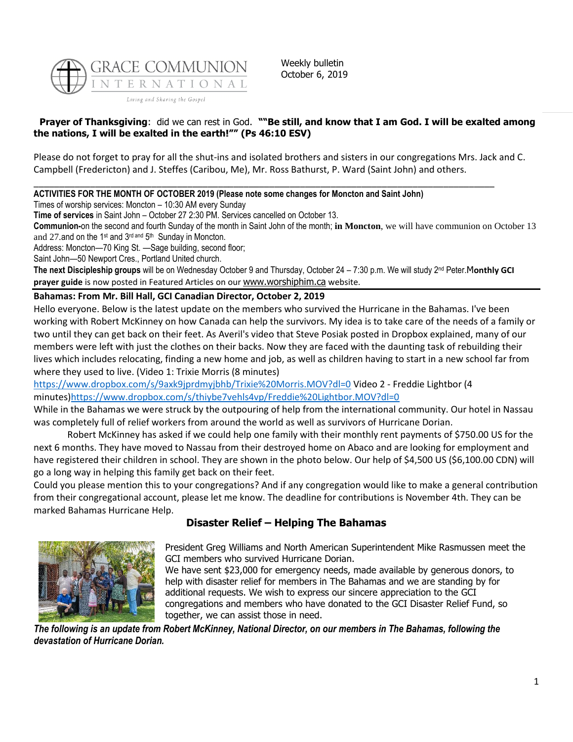GRACE COMMUNION INTERNATIONAL

*Living and Sharing the Gospel*

Weekly bulletin
October 6, 2019

**Prayer of Thanksgiving**: did we can rest in God. **""Be still, and know that I am God. I will be exalted among the nations, I will be exalted in the earth!"" (Ps 46:10 ESV)**

Please do not forget to pray for all the shut-ins and isolated brothers and sisters in our congregations Mrs. Jack and C. Campbell (Fredericton) and J. Steffes (Caribou, Me), Mr. Ross Bathurst, P. Ward (Saint John) and others.

---

**ACTIVITIES FOR THE MONTH OF OCTOBER 2019 (Please note some changes for Moncton and Saint John)**

Times of worship services: Moncton – 10:30 AM every Sunday

**Time of services** in Saint John – October 27 2:30 PM. Services cancelled on October 13.

**Communion-**on the second and fourth Sunday of the month in Saint John of the month; **in Moncton**, we will have communion on October 13 and 27.and on the 1st and 3rd and 5th Sunday in Moncton.

Address: Moncton—70 King St. —Sage building, second floor;

Saint John—50 Newport Cres., Portland United church.

**The next Discipleship groups** will be on Wednesday October 9 and Thursday, October 24 – 7:30 p.m. We will study 2nd Peter.M**onthly GCI prayer guide** is now posted in Featured Articles on our www.worshiphim.ca website.

---

**Bahamas: From Mr. Bill Hall, GCI Canadian Director, October 2, 2019**

Hello everyone. Below is the latest update on the members who survived the Hurricane in the Bahamas. I've been working with Robert McKinney on how Canada can help the survivors. My idea is to take care of the needs of a family or two until they can get back on their feet. As Averil's video that Steve Posiak posted in Dropbox explained, many of our members were left with just the clothes on their backs. Now they are faced with the daunting task of rebuilding their lives which includes relocating, finding a new home and job, as well as children having to start in a new school far from where they used to live. (Video 1: Trixie Morris (8 minutes) https://www.dropbox.com/s/9axk9jprdmyjbhb/Trixie%20Morris.MOV?dl=0 Video 2 - Freddie Lightbor (4 minutes)https://www.dropbox.com/s/thiybe7vehls4vp/Freddie%20Lightbor.MOV?dl=0

While in the Bahamas we were struck by the outpouring of help from the international community. Our hotel in Nassau was completely full of relief workers from around the world as well as survivors of Hurricane Dorian.

Robert McKinney has asked if we could help one family with their monthly rent payments of $750.00 US for the next 6 months. They have moved to Nassau from their destroyed home on Abaco and are looking for employment and have registered their children in school. They are shown in the photo below. Our help of $4,500 US ($6,100.00 CDN) will go a long way in helping this family get back on their feet.

Could you please mention this to your congregations? And if any congregation would like to make a general contribution from their congregational account, please let me know. The deadline for contributions is November 4th. They can be marked Bahamas Hurricane Help.

## Disaster Relief – Helping The Bahamas

President Greg Williams and North American Superintendent Mike Rasmussen meet the GCI members who survived Hurricane Dorian.

We have sent $23,000 for emergency needs, made available by generous donors, to help with disaster relief for members in The Bahamas and we are standing by for additional requests. We wish to express our sincere appreciation to the GCI congregations and members who have donated to the GCI Disaster Relief Fund, so together, we can assist those in need.

***The following is an update from Robert McKinney, National Director, on our members in The Bahamas, following the devastation of Hurricane Dorian.***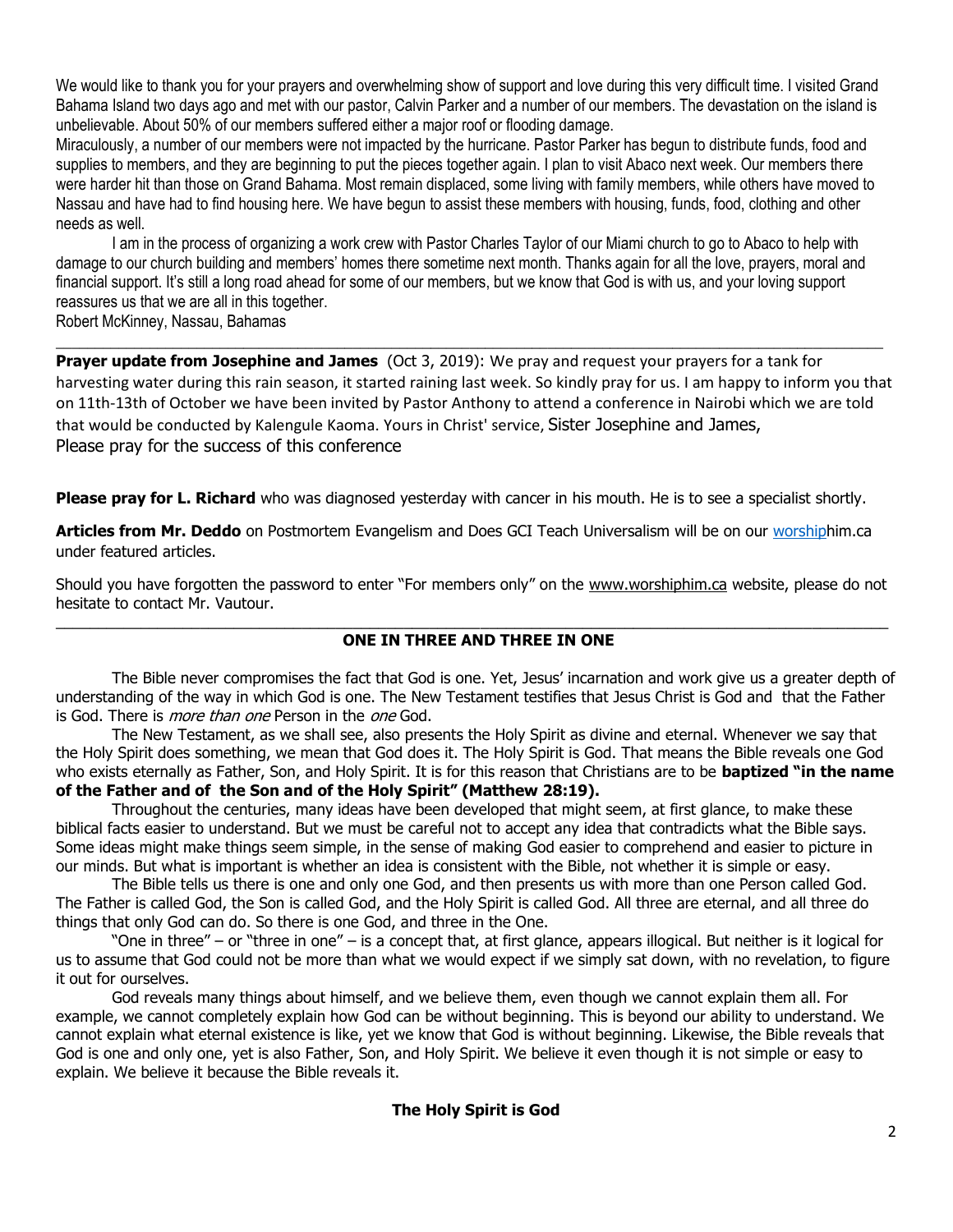We would like to thank you for your prayers and overwhelming show of support and love during this very difficult time. I visited Grand Bahama Island two days ago and met with our pastor, Calvin Parker and a number of our members. The devastation on the island is unbelievable. About 50% of our members suffered either a major roof or flooding damage.

Miraculously, a number of our members were not impacted by the hurricane. Pastor Parker has begun to distribute funds, food and supplies to members, and they are beginning to put the pieces together again. I plan to visit Abaco next week. Our members there were harder hit than those on Grand Bahama. Most remain displaced, some living with family members, while others have moved to Nassau and have had to find housing here. We have begun to assist these members with housing, funds, food, clothing and other needs as well.

I am in the process of organizing a work crew with Pastor Charles Taylor of our Miami church to go to Abaco to help with damage to our church building and members' homes there sometime next month. Thanks again for all the love, prayers, moral and financial support. It's still a long road ahead for some of our members, but we know that God is with us, and your loving support reassures us that we are all in this together.

Robert McKinney, Nassau, Bahamas

---

**Prayer update from Josephine and James** (Oct 3, 2019): We pray and request your prayers for a tank for harvesting water during this rain season, it started raining last week. So kindly pray for us. I am happy to inform you that on 11th-13th of October we have been invited by Pastor Anthony to attend a conference in Nairobi which we are told that would be conducted by Kalengule Kaoma. Yours in Christ' service, Sister Josephine and James,
Please pray for the success of this conference

**Please pray for L. Richard** who was diagnosed yesterday with cancer in his mouth. He is to see a specialist shortly.

**Articles from Mr. Deddo** on Postmortem Evangelism and Does GCI Teach Universalism will be on our worshiphim.ca under featured articles.

Should you have forgotten the password to enter "For members only" on the www.worshiphim.ca website, please do not hesitate to contact Mr. Vautour.

---

## ONE IN THREE AND THREE IN ONE

The Bible never compromises the fact that God is one. Yet, Jesus' incarnation and work give us a greater depth of understanding of the way in which God is one. The New Testament testifies that Jesus Christ is God and that the Father is God. There is *more than one* Person in the *one* God.

The New Testament, as we shall see, also presents the Holy Spirit as divine and eternal. Whenever we say that the Holy Spirit does something, we mean that God does it. The Holy Spirit is God. That means the Bible reveals one God who exists eternally as Father, Son, and Holy Spirit. It is for this reason that Christians are to be **baptized "in the name of the Father and of the Son and of the Holy Spirit" (Matthew 28:19).**

Throughout the centuries, many ideas have been developed that might seem, at first glance, to make these biblical facts easier to understand. But we must be careful not to accept any idea that contradicts what the Bible says. Some ideas might make things seem simple, in the sense of making God easier to comprehend and easier to picture in our minds. But what is important is whether an idea is consistent with the Bible, not whether it is simple or easy.

The Bible tells us there is one and only one God, and then presents us with more than one Person called God. The Father is called God, the Son is called God, and the Holy Spirit is called God. All three are eternal, and all three do things that only God can do. So there is one God, and three in the One.

"One in three" – or "three in one" – is a concept that, at first glance, appears illogical. But neither is it logical for us to assume that God could not be more than what we would expect if we simply sat down, with no revelation, to figure it out for ourselves.

God reveals many things about himself, and we believe them, even though we cannot explain them all. For example, we cannot completely explain how God can be without beginning. This is beyond our ability to understand. We cannot explain what eternal existence is like, yet we know that God is without beginning. Likewise, the Bible reveals that God is one and only one, yet is also Father, Son, and Holy Spirit. We believe it even though it is not simple or easy to explain. We believe it because the Bible reveals it.

### The Holy Spirit is God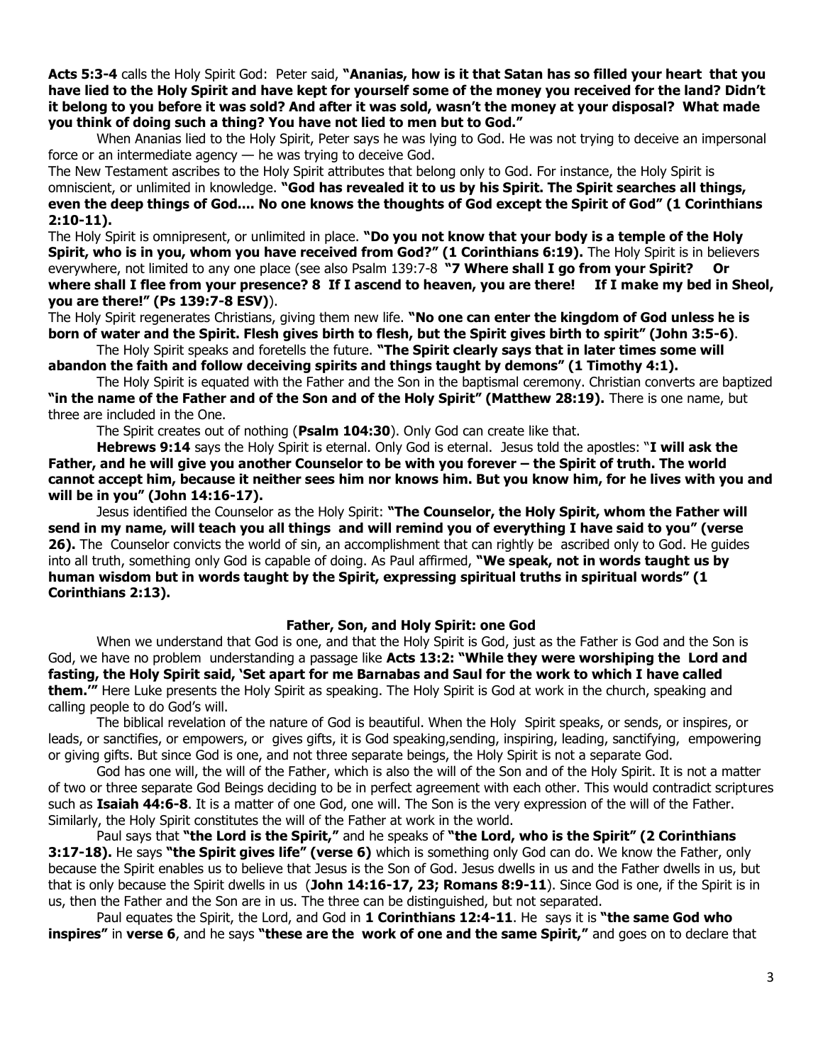**Acts 5:3-4** calls the Holy Spirit God: Peter said, **"Ananias, how is it that Satan has so filled your heart that you have lied to the Holy Spirit and have kept for yourself some of the money you received for the land? Didn't it belong to you before it was sold? And after it was sold, wasn't the money at your disposal? What made you think of doing such a thing? You have not lied to men but to God."**

When Ananias lied to the Holy Spirit, Peter says he was lying to God. He was not trying to deceive an impersonal force or an intermediate agency — he was trying to deceive God.

The New Testament ascribes to the Holy Spirit attributes that belong only to God. For instance, the Holy Spirit is omniscient, or unlimited in knowledge. **"God has revealed it to us by his Spirit. The Spirit searches all things, even the deep things of God.... No one knows the thoughts of God except the Spirit of God" (1 Corinthians 2:10-11).**

The Holy Spirit is omnipresent, or unlimited in place. **"Do you not know that your body is a temple of the Holy Spirit, who is in you, whom you have received from God?" (1 Corinthians 6:19).** The Holy Spirit is in believers everywhere, not limited to any one place (see also Psalm 139:7-8 **"7 Where shall I go from your Spirit? Or where shall I flee from your presence? 8 If I ascend to heaven, you are there! If I make my bed in Sheol, you are there!" (Ps 139:7-8 ESV)**).

The Holy Spirit regenerates Christians, giving them new life. **"No one can enter the kingdom of God unless he is born of water and the Spirit. Flesh gives birth to flesh, but the Spirit gives birth to spirit" (John 3:5-6)**.

The Holy Spirit speaks and foretells the future. **"The Spirit clearly says that in later times some will abandon the faith and follow deceiving spirits and things taught by demons" (1 Timothy 4:1).**

The Holy Spirit is equated with the Father and the Son in the baptismal ceremony. Christian converts are baptized **"in the name of the Father and of the Son and of the Holy Spirit" (Matthew 28:19).** There is one name, but three are included in the One.

The Spirit creates out of nothing (**Psalm 104:30**). Only God can create like that.

**Hebrews 9:14** says the Holy Spirit is eternal. Only God is eternal. Jesus told the apostles: "**I will ask the Father, and he will give you another Counselor to be with you forever – the Spirit of truth. The world cannot accept him, because it neither sees him nor knows him. But you know him, for he lives with you and will be in you" (John 14:16-17).**

Jesus identified the Counselor as the Holy Spirit: **"The Counselor, the Holy Spirit, whom the Father will send in my name, will teach you all things and will remind you of everything I have said to you" (verse 26).** The Counselor convicts the world of sin, an accomplishment that can rightly be ascribed only to God. He guides into all truth, something only God is capable of doing. As Paul affirmed, **"We speak, not in words taught us by human wisdom but in words taught by the Spirit, expressing spiritual truths in spiritual words" (1 Corinthians 2:13).**

### Father, Son, and Holy Spirit: one God

When we understand that God is one, and that the Holy Spirit is God, just as the Father is God and the Son is God, we have no problem understanding a passage like **Acts 13:2: "While they were worshiping the Lord and fasting, the Holy Spirit said, 'Set apart for me Barnabas and Saul for the work to which I have called them.'"** Here Luke presents the Holy Spirit as speaking. The Holy Spirit is God at work in the church, speaking and calling people to do God's will.

The biblical revelation of the nature of God is beautiful. When the Holy Spirit speaks, or sends, or inspires, or leads, or sanctifies, or empowers, or gives gifts, it is God speaking,sending, inspiring, leading, sanctifying, empowering or giving gifts. But since God is one, and not three separate beings, the Holy Spirit is not a separate God.

God has one will, the will of the Father, which is also the will of the Son and of the Holy Spirit. It is not a matter of two or three separate God Beings deciding to be in perfect agreement with each other. This would contradict scriptures such as **Isaiah 44:6-8**. It is a matter of one God, one will. The Son is the very expression of the will of the Father. Similarly, the Holy Spirit constitutes the will of the Father at work in the world.

Paul says that **"the Lord is the Spirit,"** and he speaks of **"the Lord, who is the Spirit" (2 Corinthians 3:17-18).** He says **"the Spirit gives life" (verse 6)** which is something only God can do. We know the Father, only because the Spirit enables us to believe that Jesus is the Son of God. Jesus dwells in us and the Father dwells in us, but that is only because the Spirit dwells in us (**John 14:16-17, 23; Romans 8:9-11**). Since God is one, if the Spirit is in us, then the Father and the Son are in us. The three can be distinguished, but not separated.

Paul equates the Spirit, the Lord, and God in **1 Corinthians 12:4-11**. He says it is **"the same God who inspires"** in **verse 6**, and he says **"these are the work of one and the same Spirit,"** and goes on to declare that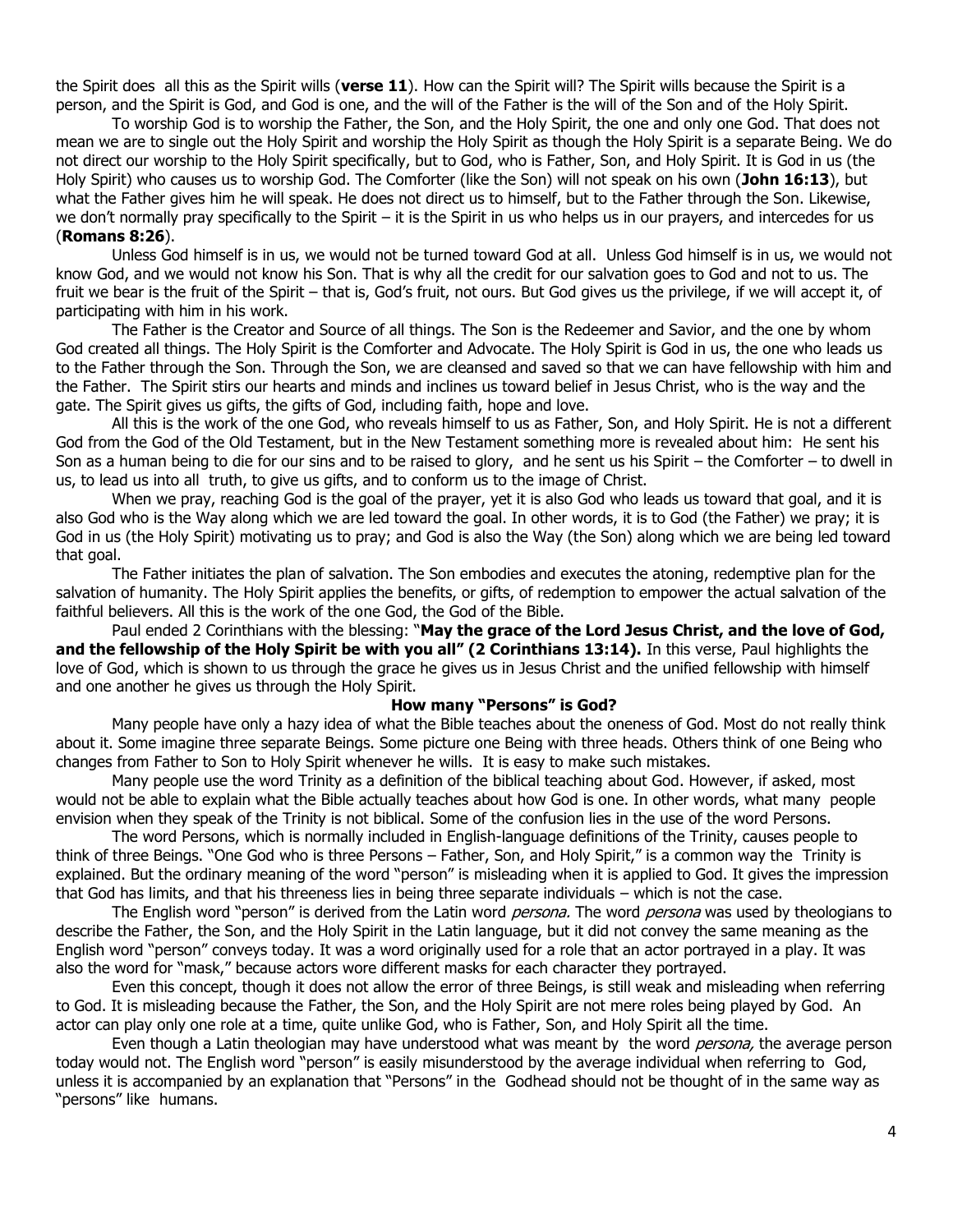the Spirit does all this as the Spirit wills (**verse 11**). How can the Spirit will? The Spirit wills because the Spirit is a person, and the Spirit is God, and God is one, and the will of the Father is the will of the Son and of the Holy Spirit.

To worship God is to worship the Father, the Son, and the Holy Spirit, the one and only one God. That does not mean we are to single out the Holy Spirit and worship the Holy Spirit as though the Holy Spirit is a separate Being. We do not direct our worship to the Holy Spirit specifically, but to God, who is Father, Son, and Holy Spirit. It is God in us (the Holy Spirit) who causes us to worship God. The Comforter (like the Son) will not speak on his own (**John 16:13**), but what the Father gives him he will speak. He does not direct us to himself, but to the Father through the Son. Likewise, we don't normally pray specifically to the Spirit – it is the Spirit in us who helps us in our prayers, and intercedes for us (**Romans 8:26**).

Unless God himself is in us, we would not be turned toward God at all. Unless God himself is in us, we would not know God, and we would not know his Son. That is why all the credit for our salvation goes to God and not to us. The fruit we bear is the fruit of the Spirit – that is, God's fruit, not ours. But God gives us the privilege, if we will accept it, of participating with him in his work.

The Father is the Creator and Source of all things. The Son is the Redeemer and Savior, and the one by whom God created all things. The Holy Spirit is the Comforter and Advocate. The Holy Spirit is God in us, the one who leads us to the Father through the Son. Through the Son, we are cleansed and saved so that we can have fellowship with him and the Father. The Spirit stirs our hearts and minds and inclines us toward belief in Jesus Christ, who is the way and the gate. The Spirit gives us gifts, the gifts of God, including faith, hope and love.

All this is the work of the one God, who reveals himself to us as Father, Son, and Holy Spirit. He is not a different God from the God of the Old Testament, but in the New Testament something more is revealed about him: He sent his Son as a human being to die for our sins and to be raised to glory, and he sent us his Spirit – the Comforter – to dwell in us, to lead us into all truth, to give us gifts, and to conform us to the image of Christ.

When we pray, reaching God is the goal of the prayer, yet it is also God who leads us toward that goal, and it is also God who is the Way along which we are led toward the goal. In other words, it is to God (the Father) we pray; it is God in us (the Holy Spirit) motivating us to pray; and God is also the Way (the Son) along which we are being led toward that goal.

The Father initiates the plan of salvation. The Son embodies and executes the atoning, redemptive plan for the salvation of humanity. The Holy Spirit applies the benefits, or gifts, of redemption to empower the actual salvation of the faithful believers. All this is the work of the one God, the God of the Bible.

Paul ended 2 Corinthians with the blessing: "**May the grace of the Lord Jesus Christ, and the love of God, and the fellowship of the Holy Spirit be with you all" (2 Corinthians 13:14).** In this verse, Paul highlights the love of God, which is shown to us through the grace he gives us in Jesus Christ and the unified fellowship with himself and one another he gives us through the Holy Spirit.

### How many "Persons" is God?

Many people have only a hazy idea of what the Bible teaches about the oneness of God. Most do not really think about it. Some imagine three separate Beings. Some picture one Being with three heads. Others think of one Being who changes from Father to Son to Holy Spirit whenever he wills. It is easy to make such mistakes.

Many people use the word Trinity as a definition of the biblical teaching about God. However, if asked, most would not be able to explain what the Bible actually teaches about how God is one. In other words, what many people envision when they speak of the Trinity is not biblical. Some of the confusion lies in the use of the word Persons.

The word Persons, which is normally included in English-language definitions of the Trinity, causes people to think of three Beings. "One God who is three Persons – Father, Son, and Holy Spirit," is a common way the Trinity is explained. But the ordinary meaning of the word "person" is misleading when it is applied to God. It gives the impression that God has limits, and that his threeness lies in being three separate individuals – which is not the case.

The English word "person" is derived from the Latin word *persona.* The word *persona* was used by theologians to describe the Father, the Son, and the Holy Spirit in the Latin language, but it did not convey the same meaning as the English word "person" conveys today. It was a word originally used for a role that an actor portrayed in a play. It was also the word for "mask," because actors wore different masks for each character they portrayed.

Even this concept, though it does not allow the error of three Beings, is still weak and misleading when referring to God. It is misleading because the Father, the Son, and the Holy Spirit are not mere roles being played by God. An actor can play only one role at a time, quite unlike God, who is Father, Son, and Holy Spirit all the time.

Even though a Latin theologian may have understood what was meant by the word *persona,* the average person today would not. The English word "person" is easily misunderstood by the average individual when referring to God, unless it is accompanied by an explanation that "Persons" in the Godhead should not be thought of in the same way as "persons" like humans.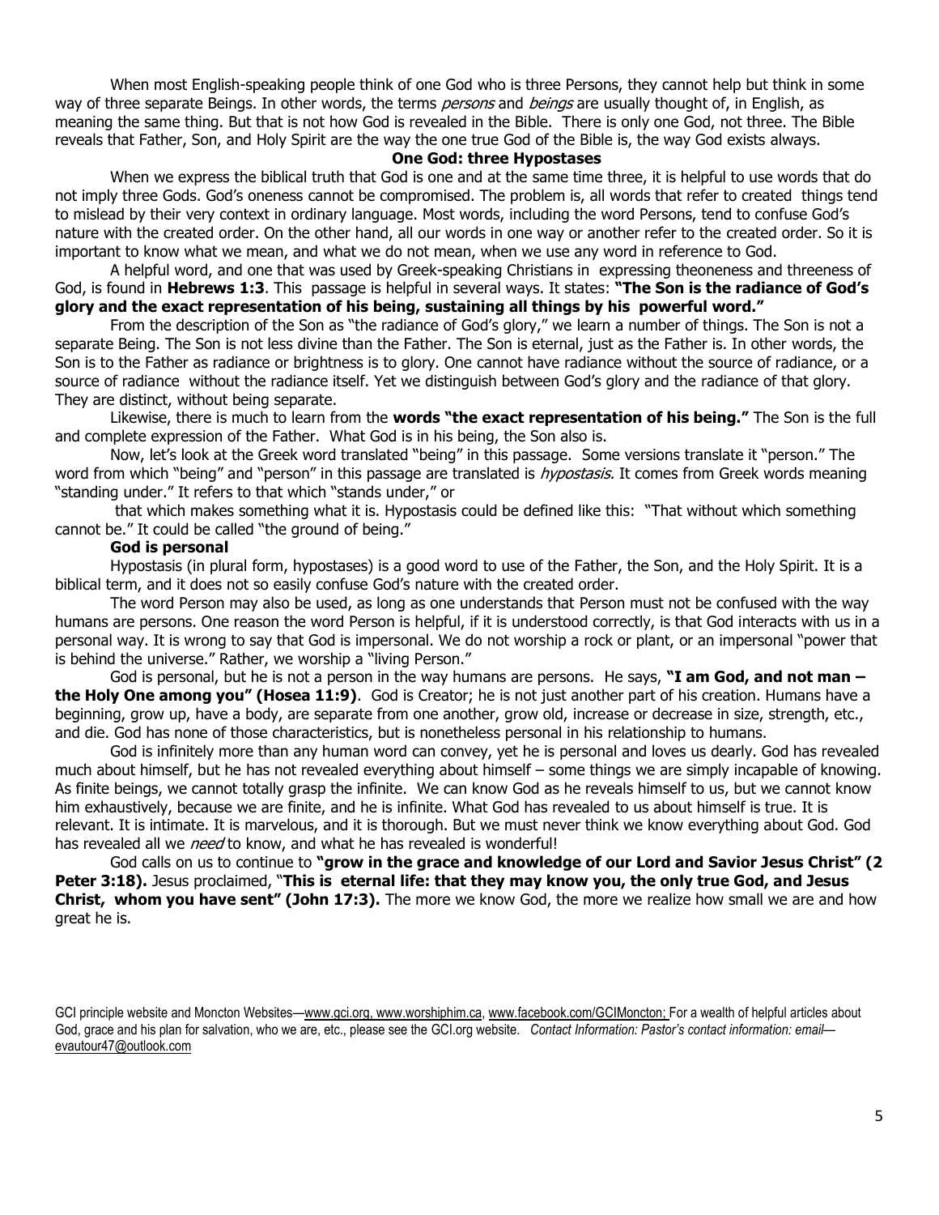When most English-speaking people think of one God who is three Persons, they cannot help but think in some way of three separate Beings. In other words, the terms *persons* and *beings* are usually thought of, in English, as meaning the same thing. But that is not how God is revealed in the Bible. There is only one God, not three. The Bible reveals that Father, Son, and Holy Spirit are the way the one true God of the Bible is, the way God exists always.

**One God: three Hypostases**

When we express the biblical truth that God is one and at the same time three, it is helpful to use words that do not imply three Gods. God's oneness cannot be compromised. The problem is, all words that refer to created things tend to mislead by their very context in ordinary language. Most words, including the word Persons, tend to confuse God's nature with the created order. On the other hand, all our words in one way or another refer to the created order. So it is important to know what we mean, and what we do not mean, when we use any word in reference to God.

A helpful word, and one that was used by Greek-speaking Christians in expressing theoneness and threeness of God, is found in **Hebrews 1:3**. This passage is helpful in several ways. It states: **"The Son is the radiance of God's glory and the exact representation of his being, sustaining all things by his powerful word."**

From the description of the Son as "the radiance of God's glory," we learn a number of things. The Son is not a separate Being. The Son is not less divine than the Father. The Son is eternal, just as the Father is. In other words, the Son is to the Father as radiance or brightness is to glory. One cannot have radiance without the source of radiance, or a source of radiance without the radiance itself. Yet we distinguish between God's glory and the radiance of that glory. They are distinct, without being separate.

Likewise, there is much to learn from the **words "the exact representation of his being."** The Son is the full and complete expression of the Father. What God is in his being, the Son also is.

Now, let's look at the Greek word translated "being" in this passage. Some versions translate it "person." The word from which "being" and "person" in this passage are translated is *hypostasis.* It comes from Greek words meaning "standing under." It refers to that which "stands under," or that which makes something what it is. Hypostasis could be defined like this: "That without which something cannot be." It could be called "the ground of being."

**God is personal**

Hypostasis (in plural form, hypostases) is a good word to use of the Father, the Son, and the Holy Spirit. It is a biblical term, and it does not so easily confuse God's nature with the created order.

The word Person may also be used, as long as one understands that Person must not be confused with the way humans are persons. One reason the word Person is helpful, if it is understood correctly, is that God interacts with us in a personal way. It is wrong to say that God is impersonal. We do not worship a rock or plant, or an impersonal "power that is behind the universe." Rather, we worship a "living Person."

God is personal, but he is not a person in the way humans are persons. He says, **"I am God, and not man – the Holy One among you" (Hosea 11:9)**. God is Creator; he is not just another part of his creation. Humans have a beginning, grow up, have a body, are separate from one another, grow old, increase or decrease in size, strength, etc., and die. God has none of those characteristics, but is nonetheless personal in his relationship to humans.

God is infinitely more than any human word can convey, yet he is personal and loves us dearly. God has revealed much about himself, but he has not revealed everything about himself – some things we are simply incapable of knowing. As finite beings, we cannot totally grasp the infinite. We can know God as he reveals himself to us, but we cannot know him exhaustively, because we are finite, and he is infinite. What God has revealed to us about himself is true. It is relevant. It is intimate. It is marvelous, and it is thorough. But we must never think we know everything about God. God has revealed all we *need* to know, and what he has revealed is wonderful!

God calls on us to continue to **"grow in the grace and knowledge of our Lord and Savior Jesus Christ" (2 Peter 3:18).** Jesus proclaimed, "**This is eternal life: that they may know you, the only true God, and Jesus Christ, whom you have sent" (John 17:3).** The more we know God, the more we realize how small we are and how great he is.

GCI principle website and Moncton Websites—www.gci.org, www.worshiphim.ca, www.facebook.com/GCIMoncton; For a wealth of helpful articles about God, grace and his plan for salvation, who we are, etc., please see the GCI.org website. *Contact Information: Pastor's contact information: email—* evautour47@outlook.com